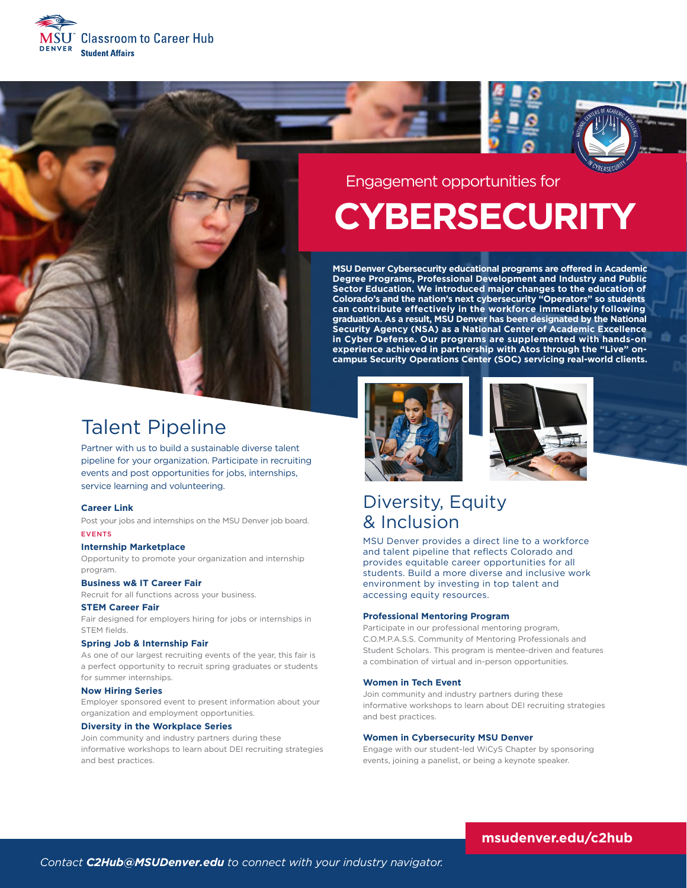MSU Denver Classroom to Career Hub
Student Affairs

Engagement opportunities for

# CYBERSECURITY

**MSU Denver Cybersecurity educational programs are offered in Academic Degree Programs, Professional Development and Industry and Public Sector Education. We introduced major changes to the education of Colorado's and the nation's next cybersecurity "Operators" so students can contribute effectively in the workforce immediately following graduation. As a result, MSU Denver has been designated by the National Security Agency (NSA) as a National Center of Academic Excellence in Cyber Defense. Our programs are supplemented with hands-on experience achieved in partnership with Atos through the "Live" on-campus Security Operations Center (SOC) servicing real-world clients.**

## Talent Pipeline

Partner with us to build a sustainable diverse talent pipeline for your organization. Participate in recruiting events and post opportunities for jobs, internships, service learning and volunteering.

**Career Link**

Post your jobs and internships on the MSU Denver job board.

EVENTS

**Internship Marketplace**

Opportunity to promote your organization and internship program.

**Business w& IT Career Fair**

Recruit for all functions across your business.

**STEM Career Fair**

Fair designed for employers hiring for jobs or internships in STEM fields.

**Spring Job & Internship Fair**

As one of our largest recruiting events of the year, this fair is a perfect opportunity to recruit spring graduates or students for summer internships.

**Now Hiring Series**

Employer sponsored event to present information about your organization and employment opportunities.

**Diversity in the Workplace Series**

Join community and industry partners during these informative workshops to learn about DEI recruiting strategies and best practices.

## Diversity, Equity & Inclusion

MSU Denver provides a direct line to a workforce and talent pipeline that reflects Colorado and provides equitable career opportunities for all students. Build a more diverse and inclusive work environment by investing in top talent and accessing equity resources.

**Professional Mentoring Program**

Participate in our professional mentoring program, C.O.M.P.A.S.S. Community of Mentoring Professionals and Student Scholars. This program is mentee-driven and features a combination of virtual and in-person opportunities.

**Women in Tech Event**

Join community and industry partners during these informative workshops to learn about DEI recruiting strategies and best practices.

**Women in Cybersecurity MSU Denver**

Engage with our student-led WiCyS Chapter by sponsoring events, joining a panelist, or being a keynote speaker.

**msudenver.edu/c2hub**

*Contact **C2Hub@MSUDenver.edu** to connect with your industry navigator.*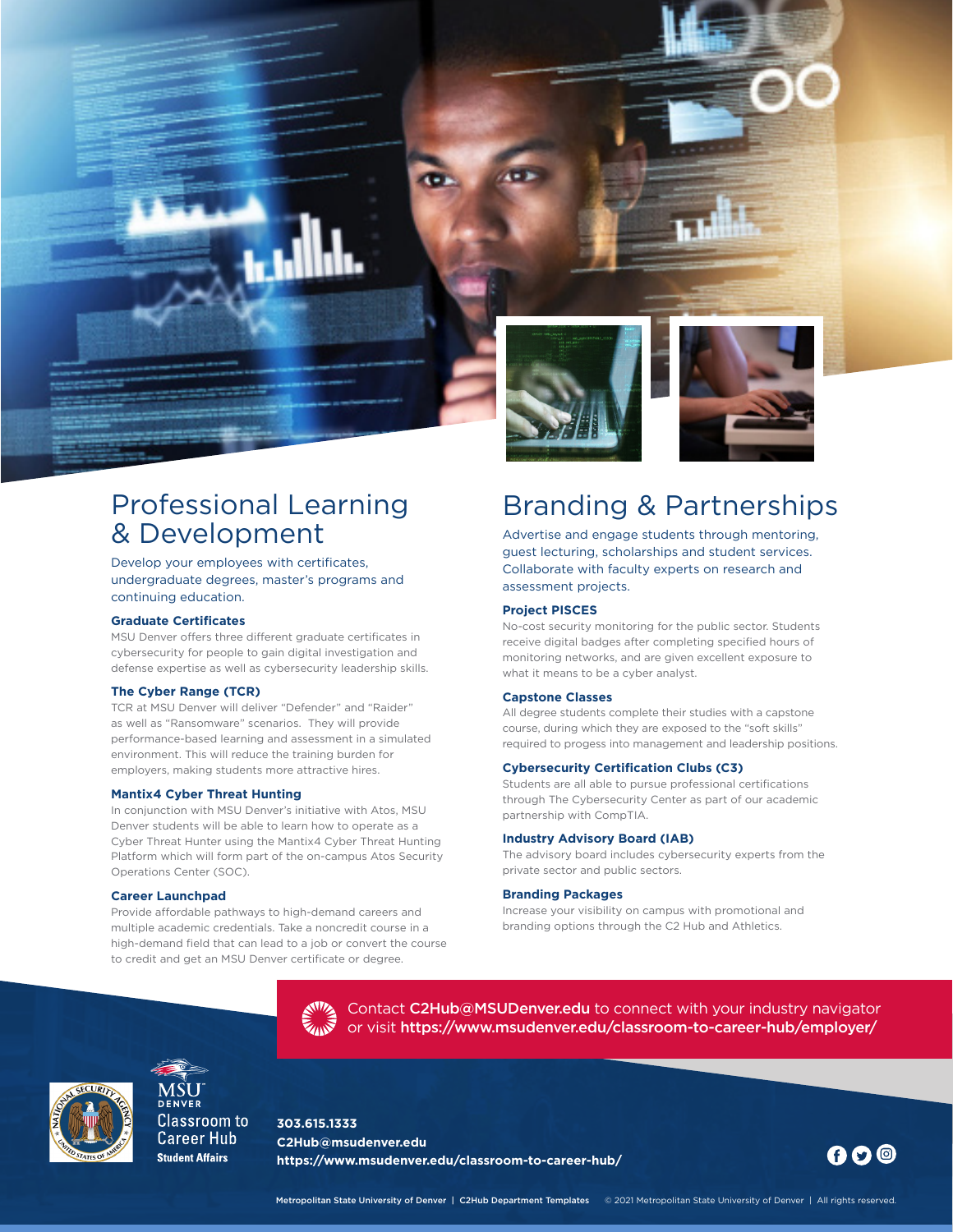# Professional Learning & Development

Develop your employees with certificates, undergraduate degrees, master's programs and continuing education.

### Graduate Certificates

MSU Denver offers three different graduate certificates in cybersecurity for people to gain digital investigation and defense expertise as well as cybersecurity leadership skills.

### The Cyber Range (TCR)

TCR at MSU Denver will deliver "Defender" and "Raider" as well as "Ransomware" scenarios. They will provide performance-based learning and assessment in a simulated environment. This will reduce the training burden for employers, making students more attractive hires.

### Mantix4 Cyber Threat Hunting

In conjunction with MSU Denver's initiative with Atos, MSU Denver students will be able to learn how to operate as a Cyber Threat Hunter using the Mantix4 Cyber Threat Hunting Platform which will form part of the on-campus Atos Security Operations Center (SOC).

### Career Launchpad

Provide affordable pathways to high-demand careers and multiple academic credentials. Take a noncredit course in a high-demand field that can lead to a job or convert the course to credit and get an MSU Denver certificate or degree.

# Branding & Partnerships

Advertise and engage students through mentoring, guest lecturing, scholarships and student services. Collaborate with faculty experts on research and assessment projects.

### Project PISCES

No-cost security monitoring for the public sector. Students receive digital badges after completing specified hours of monitoring networks, and are given excellent exposure to what it means to be a cyber analyst.

### Capstone Classes

All degree students complete their studies with a capstone course, during which they are exposed to the "soft skills" required to progess into management and leadership positions.

### Cybersecurity Certification Clubs (C3)

Students are all able to pursue professional certifications through The Cybersecurity Center as part of our academic partnership with CompTIA.

### Industry Advisory Board (IAB)

The advisory board includes cybersecurity experts from the private sector and public sectors.

### Branding Packages

Increase your visibility on campus with promotional and branding options through the C2 Hub and Athletics.

Contact **C2Hub@MSUDenver.edu** to connect with your industry navigator or visit **https://www.msudenver.edu/classroom-to-career-hub/employer/**

MSU Denver
Classroom to Career Hub
Student Affairs

**303.615.1333**
**C2Hub@msudenver.edu**
**https://www.msudenver.edu/classroom-to-career-hub/**

Metropolitan State University of Denver | C2Hub Department Templates © 2021 Metropolitan State University of Denver | All rights reserved.